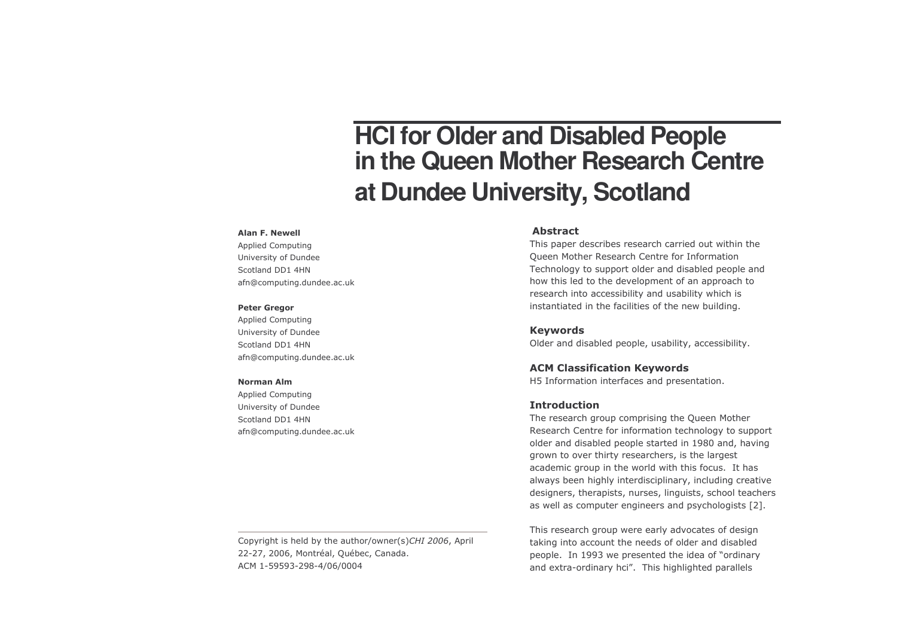# HCI for Older and Disabled People in the Queen Mother Research Centre at Dundee University, Scotland

**Alan F. Newell**
Applied Computing
University of Dundee
Scotland DD1 4HN
afn@computing.dundee.ac.uk

**Peter Gregor**
Applied Computing
University of Dundee
Scotland DD1 4HN
afn@computing.dundee.ac.uk

**Norman Alm**
Applied Computing
University of Dundee
Scotland DD1 4HN
afn@computing.dundee.ac.uk

Copyright is held by the author/owner(s)*CHI 2006*, April 22-27, 2006, Montréal, Québec, Canada.
ACM 1-59593-298-4/06/0004

## Abstract

This paper describes research carried out within the Queen Mother Research Centre for Information Technology to support older and disabled people and how this led to the development of an approach to research into accessibility and usability which is instantiated in the facilities of the new building.

## Keywords

Older and disabled people, usability, accessibility.

## ACM Classification Keywords

H5 Information interfaces and presentation.

## Introduction

The research group comprising the Queen Mother Research Centre for information technology to support older and disabled people started in 1980 and, having grown to over thirty researchers, is the largest academic group in the world with this focus. It has always been highly interdisciplinary, including creative designers, therapists, nurses, linguists, school teachers as well as computer engineers and psychologists [2].

This research group were early advocates of design taking into account the needs of older and disabled people. In 1993 we presented the idea of "ordinary and extra-ordinary hci". This highlighted parallels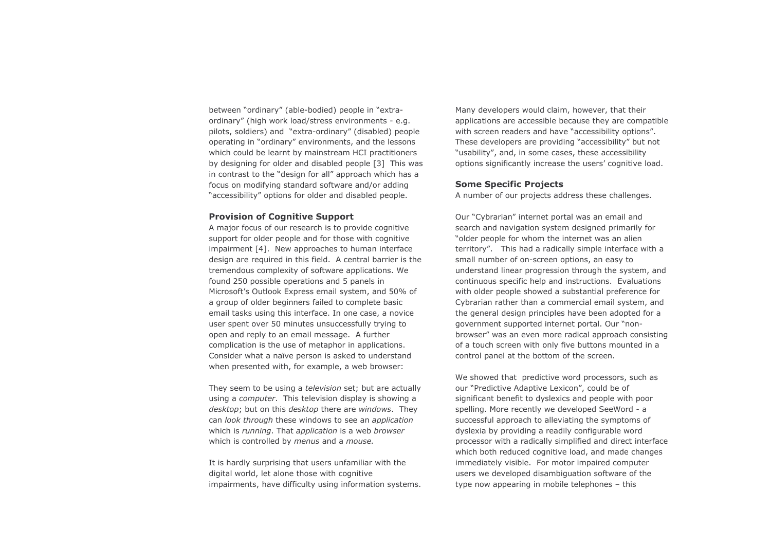between "ordinary" (able-bodied) people in "extra-ordinary" (high work load/stress environments - e.g. pilots, soldiers) and "extra-ordinary" (disabled) people operating in "ordinary" environments, and the lessons which could be learnt by mainstream HCI practitioners by designing for older and disabled people [3] This was in contrast to the "design for all" approach which has a focus on modifying standard software and/or adding "accessibility" options for older and disabled people.

**Provision of Cognitive Support**

A major focus of our research is to provide cognitive support for older people and for those with cognitive impairment [4]. New approaches to human interface design are required in this field. A central barrier is the tremendous complexity of software applications. We found 250 possible operations and 5 panels in Microsoft's Outlook Express email system, and 50% of a group of older beginners failed to complete basic email tasks using this interface. In one case, a novice user spent over 50 minutes unsuccessfully trying to open and reply to an email message. A further complication is the use of metaphor in applications. Consider what a naïve person is asked to understand when presented with, for example, a web browser:

They seem to be using a *television* set; but are actually using a *computer*. This television display is showing a *desktop*; but on this *desktop* there are *windows*. They can *look through* these windows to see an *application* which is *running*. That *application* is a web *browser* which is controlled by *menus* and a *mouse.*

It is hardly surprising that users unfamiliar with the digital world, let alone those with cognitive impairments, have difficulty using information systems.

Many developers would claim, however, that their applications are accessible because they are compatible with screen readers and have "accessibility options". These developers are providing "accessibility" but not "usability", and, in some cases, these accessibility options significantly increase the users' cognitive load.

**Some Specific Projects**

A number of our projects address these challenges.

Our "Cybrarian" internet portal was an email and search and navigation system designed primarily for "older people for whom the internet was an alien territory". This had a radically simple interface with a small number of on-screen options, an easy to understand linear progression through the system, and continuous specific help and instructions. Evaluations with older people showed a substantial preference for Cybrarian rather than a commercial email system, and the general design principles have been adopted for a government supported internet portal. Our "non-browser" was an even more radical approach consisting of a touch screen with only five buttons mounted in a control panel at the bottom of the screen.

We showed that predictive word processors, such as our "Predictive Adaptive Lexicon", could be of significant benefit to dyslexics and people with poor spelling. More recently we developed SeeWord - a successful approach to alleviating the symptoms of dyslexia by providing a readily configurable word processor with a radically simplified and direct interface which both reduced cognitive load, and made changes immediately visible. For motor impaired computer users we developed disambiguation software of the type now appearing in mobile telephones – this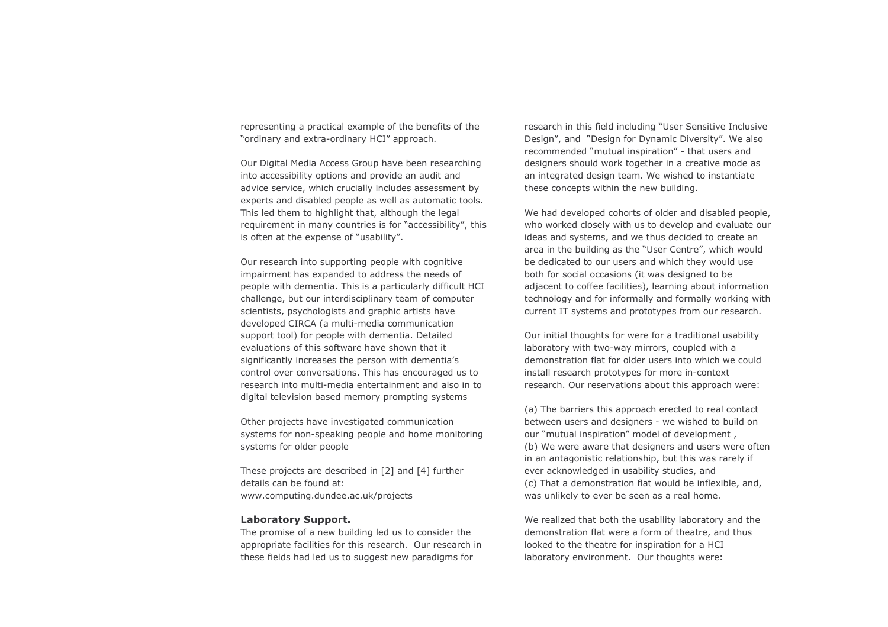representing a practical example of the benefits of the "ordinary and extra-ordinary HCI" approach.

Our Digital Media Access Group have been researching into accessibility options and provide an audit and advice service, which crucially includes assessment by experts and disabled people as well as automatic tools. This led them to highlight that, although the legal requirement in many countries is for "accessibility", this is often at the expense of "usability".

Our research into supporting people with cognitive impairment has expanded to address the needs of people with dementia. This is a particularly difficult HCI challenge, but our interdisciplinary team of computer scientists, psychologists and graphic artists have developed CIRCA (a multi-media communication support tool) for people with dementia. Detailed evaluations of this software have shown that it significantly increases the person with dementia's control over conversations. This has encouraged us to research into multi-media entertainment and also in to digital television based memory prompting systems

Other projects have investigated communication systems for non-speaking people and home monitoring systems for older people

These projects are described in [2] and [4] further details can be found at:
www.computing.dundee.ac.uk/projects

**Laboratory Support.**

The promise of a new building led us to consider the appropriate facilities for this research. Our research in these fields had led us to suggest new paradigms for research in this field including "User Sensitive Inclusive Design", and "Design for Dynamic Diversity". We also recommended "mutual inspiration" - that users and designers should work together in a creative mode as an integrated design team. We wished to instantiate these concepts within the new building.

We had developed cohorts of older and disabled people, who worked closely with us to develop and evaluate our ideas and systems, and we thus decided to create an area in the building as the "User Centre", which would be dedicated to our users and which they would use both for social occasions (it was designed to be adjacent to coffee facilities), learning about information technology and for informally and formally working with current IT systems and prototypes from our research.

Our initial thoughts for were for a traditional usability laboratory with two-way mirrors, coupled with a demonstration flat for older users into which we could install research prototypes for more in-context research. Our reservations about this approach were:

(a) The barriers this approach erected to real contact between users and designers - we wished to build on our "mutual inspiration" model of development ,
(b) We were aware that designers and users were often in an antagonistic relationship, but this was rarely if ever acknowledged in usability studies, and
(c) That a demonstration flat would be inflexible, and, was unlikely to ever be seen as a real home.

We realized that both the usability laboratory and the demonstration flat were a form of theatre, and thus looked to the theatre for inspiration for a HCI laboratory environment. Our thoughts were: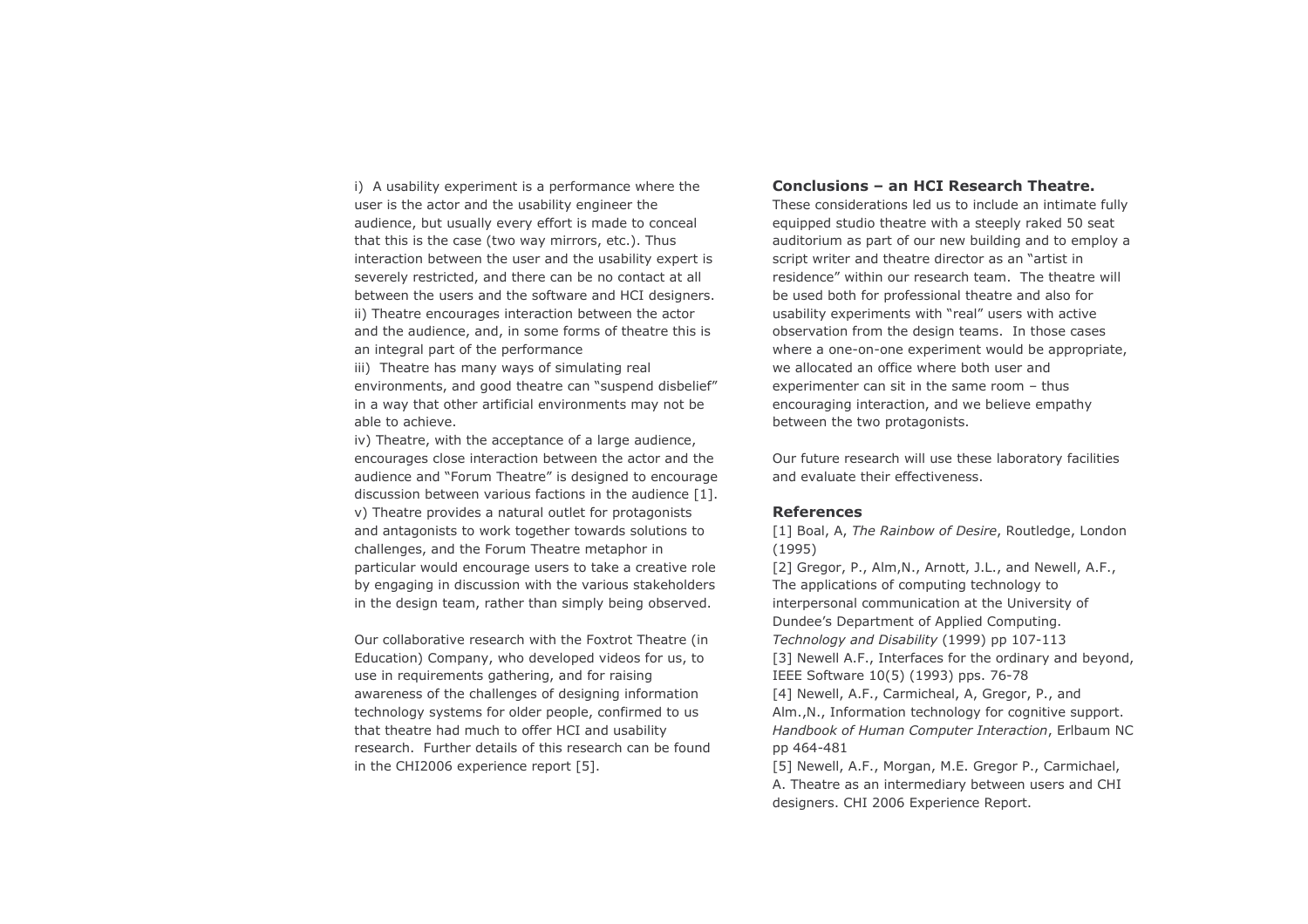i) A usability experiment is a performance where the user is the actor and the usability engineer the audience, but usually every effort is made to conceal that this is the case (two way mirrors, etc.). Thus interaction between the user and the usability expert is severely restricted, and there can be no contact at all between the users and the software and HCI designers.
ii) Theatre encourages interaction between the actor and the audience, and, in some forms of theatre this is an integral part of the performance
iii) Theatre has many ways of simulating real environments, and good theatre can "suspend disbelief" in a way that other artificial environments may not be able to achieve.
iv) Theatre, with the acceptance of a large audience, encourages close interaction between the actor and the audience and "Forum Theatre" is designed to encourage discussion between various factions in the audience [1].
v) Theatre provides a natural outlet for protagonists and antagonists to work together towards solutions to challenges, and the Forum Theatre metaphor in particular would encourage users to take a creative role by engaging in discussion with the various stakeholders in the design team, rather than simply being observed.

Our collaborative research with the Foxtrot Theatre (in Education) Company, who developed videos for us, to use in requirements gathering, and for raising awareness of the challenges of designing information technology systems for older people, confirmed to us that theatre had much to offer HCI and usability research. Further details of this research can be found in the CHI2006 experience report [5].

## Conclusions – an HCI Research Theatre.

These considerations led us to include an intimate fully equipped studio theatre with a steeply raked 50 seat auditorium as part of our new building and to employ a script writer and theatre director as an "artist in residence" within our research team. The theatre will be used both for professional theatre and also for usability experiments with "real" users with active observation from the design teams. In those cases where a one-on-one experiment would be appropriate, we allocated an office where both user and experimenter can sit in the same room – thus encouraging interaction, and we believe empathy between the two protagonists.

Our future research will use these laboratory facilities and evaluate their effectiveness.

## References

[1] Boal, A, *The Rainbow of Desire*, Routledge, London (1995)

[2] Gregor, P., Alm,N., Arnott, J.L., and Newell, A.F., The applications of computing technology to interpersonal communication at the University of Dundee's Department of Applied Computing. *Technology and Disability* (1999) pp 107-113

[3] Newell A.F., Interfaces for the ordinary and beyond, IEEE Software 10(5) (1993) pps. 76-78

[4] Newell, A.F., Carmicheal, A, Gregor, P., and Alm.,N., Information technology for cognitive support. *Handbook of Human Computer Interaction*, Erlbaum NC pp 464-481

[5] Newell, A.F., Morgan, M.E. Gregor P., Carmichael, A. Theatre as an intermediary between users and CHI designers. CHI 2006 Experience Report.